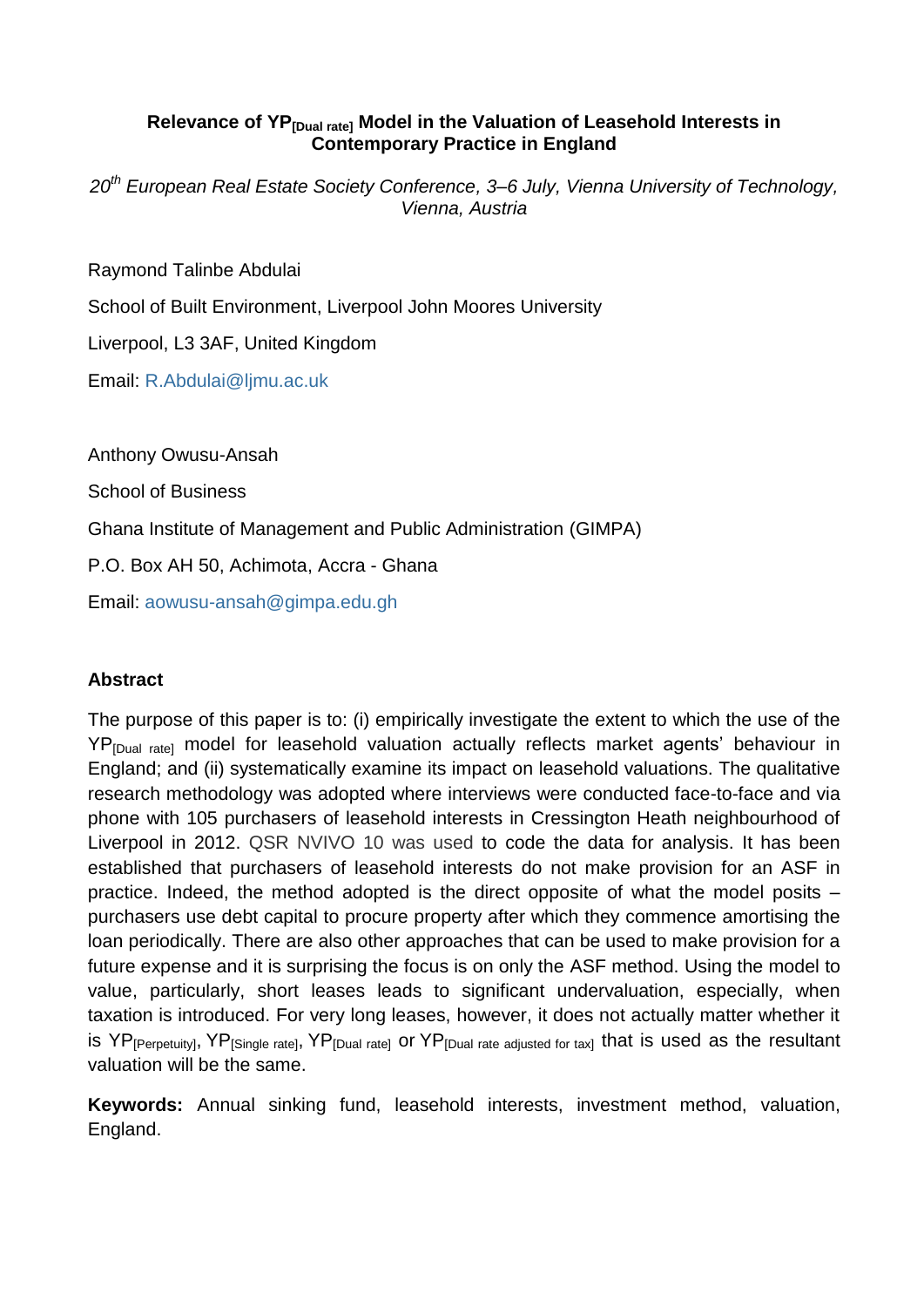# Relevance of $YP_{[Dual\ rate]}$ Model in the Valuation of Leasehold Interests in Contemporary Practice in England

*20th European Real Estate Society Conference, 3–6 July, Vienna University of Technology, Vienna, Austria*

Raymond Talinbe Abdulai

School of Built Environment, Liverpool John Moores University

Liverpool, L3 3AF, United Kingdom

Email: R.Abdulai@ljmu.ac.uk

Anthony Owusu-Ansah

School of Business

Ghana Institute of Management and Public Administration (GIMPA)

P.O. Box AH 50, Achimota, Accra - Ghana

Email: aowusu-ansah@gimpa.edu.gh

## Abstract

The purpose of this paper is to: (i) empirically investigate the extent to which the use of the $YP_{[Dual\ rate]}$ model for leasehold valuation actually reflects market agents' behaviour in England; and (ii) systematically examine its impact on leasehold valuations. The qualitative research methodology was adopted where interviews were conducted face-to-face and via phone with 105 purchasers of leasehold interests in Cressington Heath neighbourhood of Liverpool in 2012. QSR NVIVO 10 was used to code the data for analysis. It has been established that purchasers of leasehold interests do not make provision for an ASF in practice. Indeed, the method adopted is the direct opposite of what the model posits – purchasers use debt capital to procure property after which they commence amortising the loan periodically. There are also other approaches that can be used to make provision for a future expense and it is surprising the focus is on only the ASF method. Using the model to value, particularly, short leases leads to significant undervaluation, especially, when taxation is introduced. For very long leases, however, it does not actually matter whether it is $YP_{[Perpetuity]}$, $YP_{[Single\ rate]}$, $YP_{[Dual\ rate]}$ or $YP_{[Dual\ rate\ adjusted\ for\ tax]}$ that is used as the resultant valuation will be the same.

**Keywords:** Annual sinking fund, leasehold interests, investment method, valuation, England.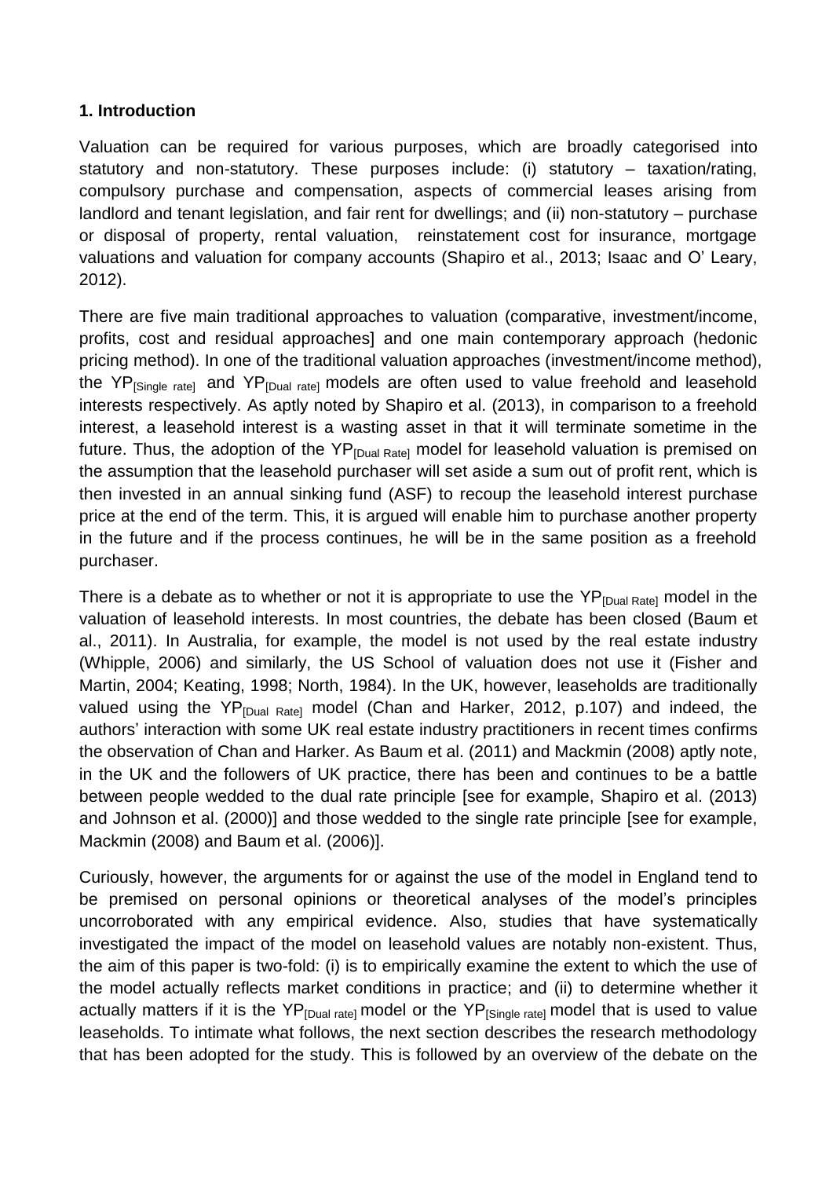### 1. Introduction

Valuation can be required for various purposes, which are broadly categorised into statutory and non-statutory. These purposes include: (i) statutory – taxation/rating, compulsory purchase and compensation, aspects of commercial leases arising from landlord and tenant legislation, and fair rent for dwellings; and (ii) non-statutory – purchase or disposal of property, rental valuation, reinstatement cost for insurance, mortgage valuations and valuation for company accounts (Shapiro et al., 2013; Isaac and O' Leary, 2012).

There are five main traditional approaches to valuation (comparative, investment/income, profits, cost and residual approaches] and one main contemporary approach (hedonic pricing method). In one of the traditional valuation approaches (investment/income method), the $YP_{[Single\ rate]}$ and $YP_{[Dual\ rate]}$ models are often used to value freehold and leasehold interests respectively. As aptly noted by Shapiro et al. (2013), in comparison to a freehold interest, a leasehold interest is a wasting asset in that it will terminate sometime in the future. Thus, the adoption of the $YP_{[Dual\ Rate]}$ model for leasehold valuation is premised on the assumption that the leasehold purchaser will set aside a sum out of profit rent, which is then invested in an annual sinking fund (ASF) to recoup the leasehold interest purchase price at the end of the term. This, it is argued will enable him to purchase another property in the future and if the process continues, he will be in the same position as a freehold purchaser.

There is a debate as to whether or not it is appropriate to use the $YP_{[Dual\ Rate]}$ model in the valuation of leasehold interests. In most countries, the debate has been closed (Baum et al., 2011). In Australia, for example, the model is not used by the real estate industry (Whipple, 2006) and similarly, the US School of valuation does not use it (Fisher and Martin, 2004; Keating, 1998; North, 1984). In the UK, however, leaseholds are traditionally valued using the $YP_{[Dual\ Rate]}$ model (Chan and Harker, 2012, p.107) and indeed, the authors' interaction with some UK real estate industry practitioners in recent times confirms the observation of Chan and Harker. As Baum et al. (2011) and Mackmin (2008) aptly note, in the UK and the followers of UK practice, there has been and continues to be a battle between people wedded to the dual rate principle [see for example, Shapiro et al. (2013) and Johnson et al. (2000)] and those wedded to the single rate principle [see for example, Mackmin (2008) and Baum et al. (2006)].

Curiously, however, the arguments for or against the use of the model in England tend to be premised on personal opinions or theoretical analyses of the model's principles uncorroborated with any empirical evidence. Also, studies that have systematically investigated the impact of the model on leasehold values are notably non-existent. Thus, the aim of this paper is two-fold: (i) is to empirically examine the extent to which the use of the model actually reflects market conditions in practice; and (ii) to determine whether it actually matters if it is the $YP_{[Dual\ rate]}$ model or the $YP_{[Single\ rate]}$ model that is used to value leaseholds. To intimate what follows, the next section describes the research methodology that has been adopted for the study. This is followed by an overview of the debate on the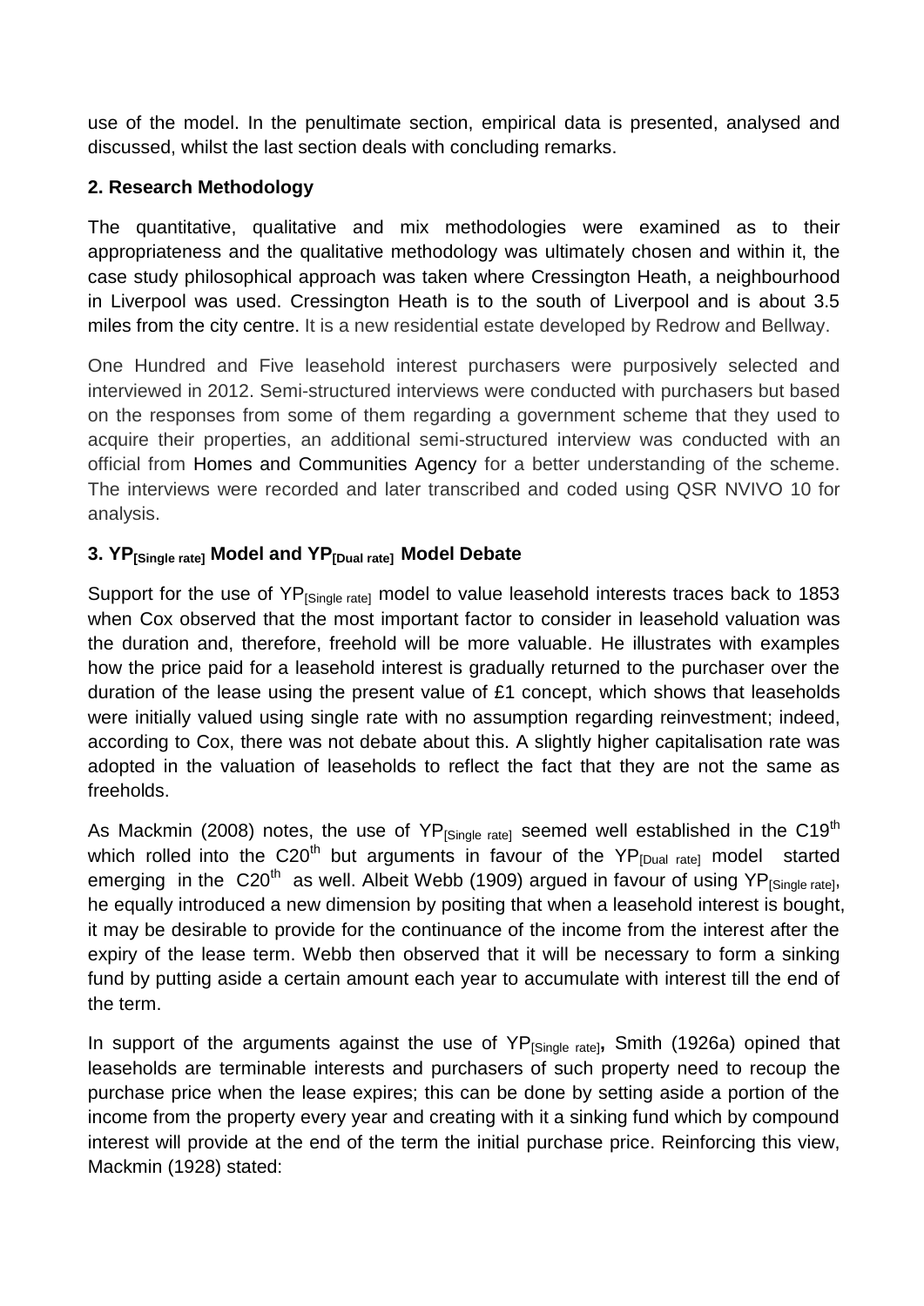use of the model. In the penultimate section, empirical data is presented, analysed and discussed, whilst the last section deals with concluding remarks.

## 2. Research Methodology

The quantitative, qualitative and mix methodologies were examined as to their appropriateness and the qualitative methodology was ultimately chosen and within it, the case study philosophical approach was taken where Cressington Heath, a neighbourhood in Liverpool was used. Cressington Heath is to the south of Liverpool and is about 3.5 miles from the city centre. It is a new residential estate developed by Redrow and Bellway.

One Hundred and Five leasehold interest purchasers were purposively selected and interviewed in 2012. Semi-structured interviews were conducted with purchasers but based on the responses from some of them regarding a government scheme that they used to acquire their properties, an additional semi-structured interview was conducted with an official from Homes and Communities Agency for a better understanding of the scheme. The interviews were recorded and later transcribed and coded using QSR NVIVO 10 for analysis.

## 3. $YP_{[Single\ rate]}$ Model and $YP_{[Dual\ rate]}$ Model Debate

Support for the use of $YP_{[Single\ rate]}$ model to value leasehold interests traces back to 1853 when Cox observed that the most important factor to consider in leasehold valuation was the duration and, therefore, freehold will be more valuable. He illustrates with examples how the price paid for a leasehold interest is gradually returned to the purchaser over the duration of the lease using the present value of £1 concept, which shows that leaseholds were initially valued using single rate with no assumption regarding reinvestment; indeed, according to Cox, there was not debate about this. A slightly higher capitalisation rate was adopted in the valuation of leaseholds to reflect the fact that they are not the same as freeholds.

As Mackmin (2008) notes, the use of $YP_{[Single\ rate]}$ seemed well established in the $C19^{th}$ which rolled into the $C20^{th}$ but arguments in favour of the $YP_{[Dual\ rate]}$ model started emerging in the $C20^{th}$ as well. Albeit Webb (1909) argued in favour of using $YP_{[Single\ rate]}$, he equally introduced a new dimension by positing that when a leasehold interest is bought, it may be desirable to provide for the continuance of the income from the interest after the expiry of the lease term. Webb then observed that it will be necessary to form a sinking fund by putting aside a certain amount each year to accumulate with interest till the end of the term.

In support of the arguments against the use of $YP_{[Single\ rate]}$, Smith (1926a) opined that leaseholds are terminable interests and purchasers of such property need to recoup the purchase price when the lease expires; this can be done by setting aside a portion of the income from the property every year and creating with it a sinking fund which by compound interest will provide at the end of the term the initial purchase price. Reinforcing this view, Mackmin (1928) stated: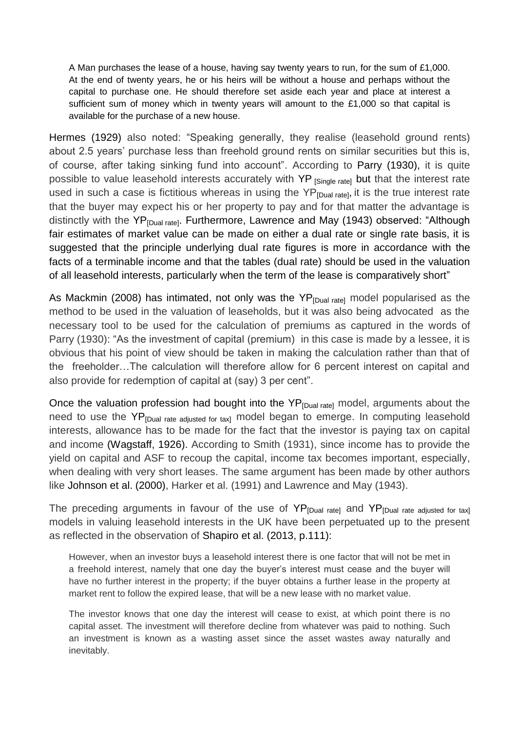> A Man purchases the lease of a house, having say twenty years to run, for the sum of £1,000. At the end of twenty years, he or his heirs will be without a house and perhaps without the capital to purchase one. He should therefore set aside each year and place at interest a sufficient sum of money which in twenty years will amount to the £1,000 so that capital is available for the purchase of a new house.

Hermes (1929) also noted: "Speaking generally, they realise (leasehold ground rents) about 2.5 years' purchase less than freehold ground rents on similar securities but this is, of course, after taking sinking fund into account". According to Parry (1930), it is quite possible to value leasehold interests accurately with $YP_{[Single\ rate]}$ but that the interest rate used in such a case is fictitious whereas in using the $YP_{[Dual\ rate]}$, it is the true interest rate that the buyer may expect his or her property to pay and for that matter the advantage is distinctly with the $YP_{[Dual\ rate]}$. Furthermore, Lawrence and May (1943) observed: "Although fair estimates of market value can be made on either a dual rate or single rate basis, it is suggested that the principle underlying dual rate figures is more in accordance with the facts of a terminable income and that the tables (dual rate) should be used in the valuation of all leasehold interests, particularly when the term of the lease is comparatively short"

As Mackmin (2008) has intimated, not only was the $YP_{[Dual\ rate]}$ model popularised as the method to be used in the valuation of leaseholds, but it was also being advocated as the necessary tool to be used for the calculation of premiums as captured in the words of Parry (1930): "As the investment of capital (premium) in this case is made by a lessee, it is obvious that his point of view should be taken in making the calculation rather than that of the freeholder…The calculation will therefore allow for 6 percent interest on capital and also provide for redemption of capital at (say) 3 per cent".

Once the valuation profession had bought into the $YP_{[Dual\ rate]}$ model, arguments about the need to use the $YP_{[Dual\ rate\ adjusted\ for\ tax]}$ model began to emerge. In computing leasehold interests, allowance has to be made for the fact that the investor is paying tax on capital and income (Wagstaff, 1926). According to Smith (1931), since income has to provide the yield on capital and ASF to recoup the capital, income tax becomes important, especially, when dealing with very short leases. The same argument has been made by other authors like Johnson et al. (2000), Harker et al. (1991) and Lawrence and May (1943).

The preceding arguments in favour of the use of $YP_{[Dual\ rate]}$ and $YP_{[Dual\ rate\ adjusted\ for\ tax]}$ models in valuing leasehold interests in the UK have been perpetuated up to the present as reflected in the observation of Shapiro et al. (2013, p.111):

> However, when an investor buys a leasehold interest there is one factor that will not be met in a freehold interest, namely that one day the buyer's interest must cease and the buyer will have no further interest in the property; if the buyer obtains a further lease in the property at market rent to follow the expired lease, that will be a new lease with no market value.
>
> The investor knows that one day the interest will cease to exist, at which point there is no capital asset. The investment will therefore decline from whatever was paid to nothing. Such an investment is known as a wasting asset since the asset wastes away naturally and inevitably.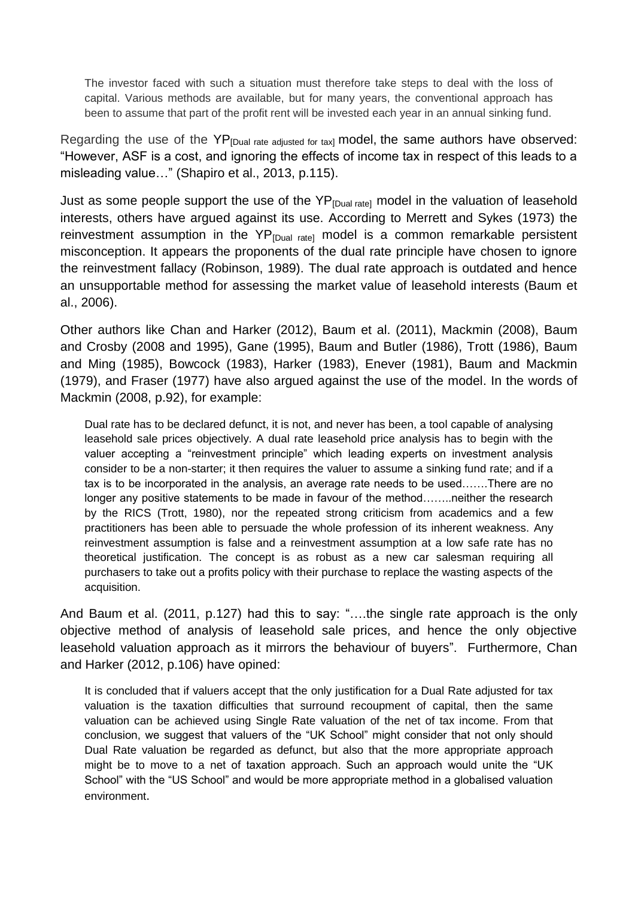> The investor faced with such a situation must therefore take steps to deal with the loss of capital. Various methods are available, but for many years, the conventional approach has been to assume that part of the profit rent will be invested each year in an annual sinking fund.

Regarding the use of the $YP_{[\text{Dual rate adjusted for tax}]}$ model, the same authors have observed: "However, ASF is a cost, and ignoring the effects of income tax in respect of this leads to a misleading value…" (Shapiro et al., 2013, p.115).

Just as some people support the use of the $YP_{[\text{Dual rate}]}$ model in the valuation of leasehold interests, others have argued against its use. According to Merrett and Sykes (1973) the reinvestment assumption in the $YP_{[\text{Dual rate}]}$ model is a common remarkable persistent misconception. It appears the proponents of the dual rate principle have chosen to ignore the reinvestment fallacy (Robinson, 1989). The dual rate approach is outdated and hence an unsupportable method for assessing the market value of leasehold interests (Baum et al., 2006).

Other authors like Chan and Harker (2012), Baum et al. (2011), Mackmin (2008), Baum and Crosby (2008 and 1995), Gane (1995), Baum and Butler (1986), Trott (1986), Baum and Ming (1985), Bowcock (1983), Harker (1983), Enever (1981), Baum and Mackmin (1979), and Fraser (1977) have also argued against the use of the model. In the words of Mackmin (2008, p.92), for example:

> Dual rate has to be declared defunct, it is not, and never has been, a tool capable of analysing leasehold sale prices objectively. A dual rate leasehold price analysis has to begin with the valuer accepting a "reinvestment principle" which leading experts on investment analysis consider to be a non-starter; it then requires the valuer to assume a sinking fund rate; and if a tax is to be incorporated in the analysis, an average rate needs to be used…….There are no longer any positive statements to be made in favour of the method……..neither the research by the RICS (Trott, 1980), nor the repeated strong criticism from academics and a few practitioners has been able to persuade the whole profession of its inherent weakness. Any reinvestment assumption is false and a reinvestment assumption at a low safe rate has no theoretical justification. The concept is as robust as a new car salesman requiring all purchasers to take out a profits policy with their purchase to replace the wasting aspects of the acquisition.

And Baum et al. (2011, p.127) had this to say: "….the single rate approach is the only objective method of analysis of leasehold sale prices, and hence the only objective leasehold valuation approach as it mirrors the behaviour of buyers". Furthermore, Chan and Harker (2012, p.106) have opined:

> It is concluded that if valuers accept that the only justification for a Dual Rate adjusted for tax valuation is the taxation difficulties that surround recoupment of capital, then the same valuation can be achieved using Single Rate valuation of the net of tax income. From that conclusion, we suggest that valuers of the "UK School" might consider that not only should Dual Rate valuation be regarded as defunct, but also that the more appropriate approach might be to move to a net of taxation approach. Such an approach would unite the "UK School" with the "US School" and would be more appropriate method in a globalised valuation environment.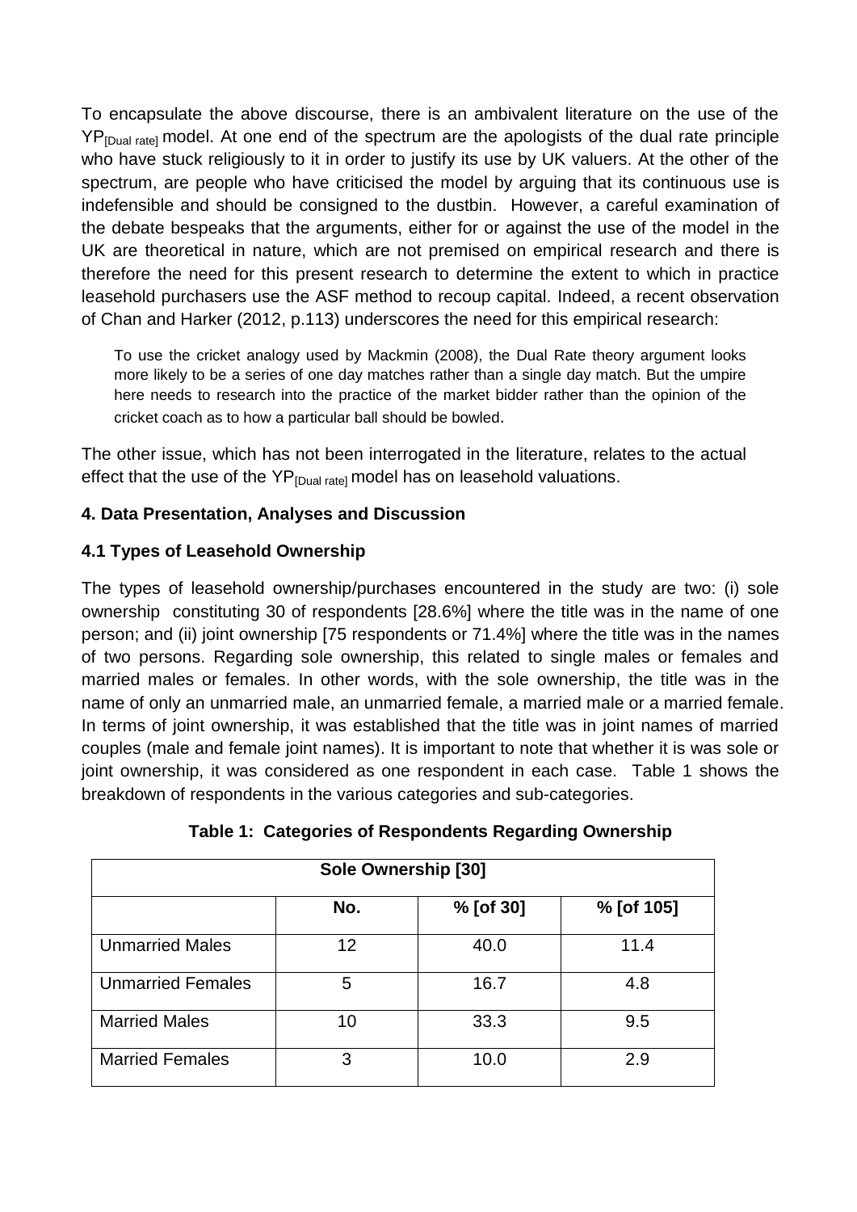To encapsulate the above discourse, there is an ambivalent literature on the use of the $YP_{[Dual\ rate]}$ model. At one end of the spectrum are the apologists of the dual rate principle who have stuck religiously to it in order to justify its use by UK valuers. At the other of the spectrum, are people who have criticised the model by arguing that its continuous use is indefensible and should be consigned to the dustbin. However, a careful examination of the debate bespeaks that the arguments, either for or against the use of the model in the UK are theoretical in nature, which are not premised on empirical research and there is therefore the need for this present research to determine the extent to which in practice leasehold purchasers use the ASF method to recoup capital. Indeed, a recent observation of Chan and Harker (2012, p.113) underscores the need for this empirical research:

> To use the cricket analogy used by Mackmin (2008), the Dual Rate theory argument looks more likely to be a series of one day matches rather than a single day match. But the umpire here needs to research into the practice of the market bidder rather than the opinion of the cricket coach as to how a particular ball should be bowled.

The other issue, which has not been interrogated in the literature, relates to the actual effect that the use of the $YP_{[Dual\ rate]}$ model has on leasehold valuations.

## 4. Data Presentation, Analyses and Discussion

### 4.1 Types of Leasehold Ownership

The types of leasehold ownership/purchases encountered in the study are two: (i) sole ownership constituting 30 of respondents [28.6%] where the title was in the name of one person; and (ii) joint ownership [75 respondents or 71.4%] where the title was in the names of two persons. Regarding sole ownership, this related to single males or females and married males or females. In other words, with the sole ownership, the title was in the name of only an unmarried male, an unmarried female, a married male or a married female. In terms of joint ownership, it was established that the title was in joint names of married couples (male and female joint names). It is important to note that whether it is was sole or joint ownership, it was considered as one respondent in each case. Table 1 shows the breakdown of respondents in the various categories and sub-categories.

**Table 1: Categories of Respondents Regarding Ownership**

| Sole Ownership [30] | | | |
|---|---|---|---|
| | No. | % [of 30] | % [of 105] |
| Unmarried Males | 12 | 40.0 | 11.4 |
| Unmarried Females | 5 | 16.7 | 4.8 |
| Married Males | 10 | 33.3 | 9.5 |
| Married Females | 3 | 10.0 | 2.9 |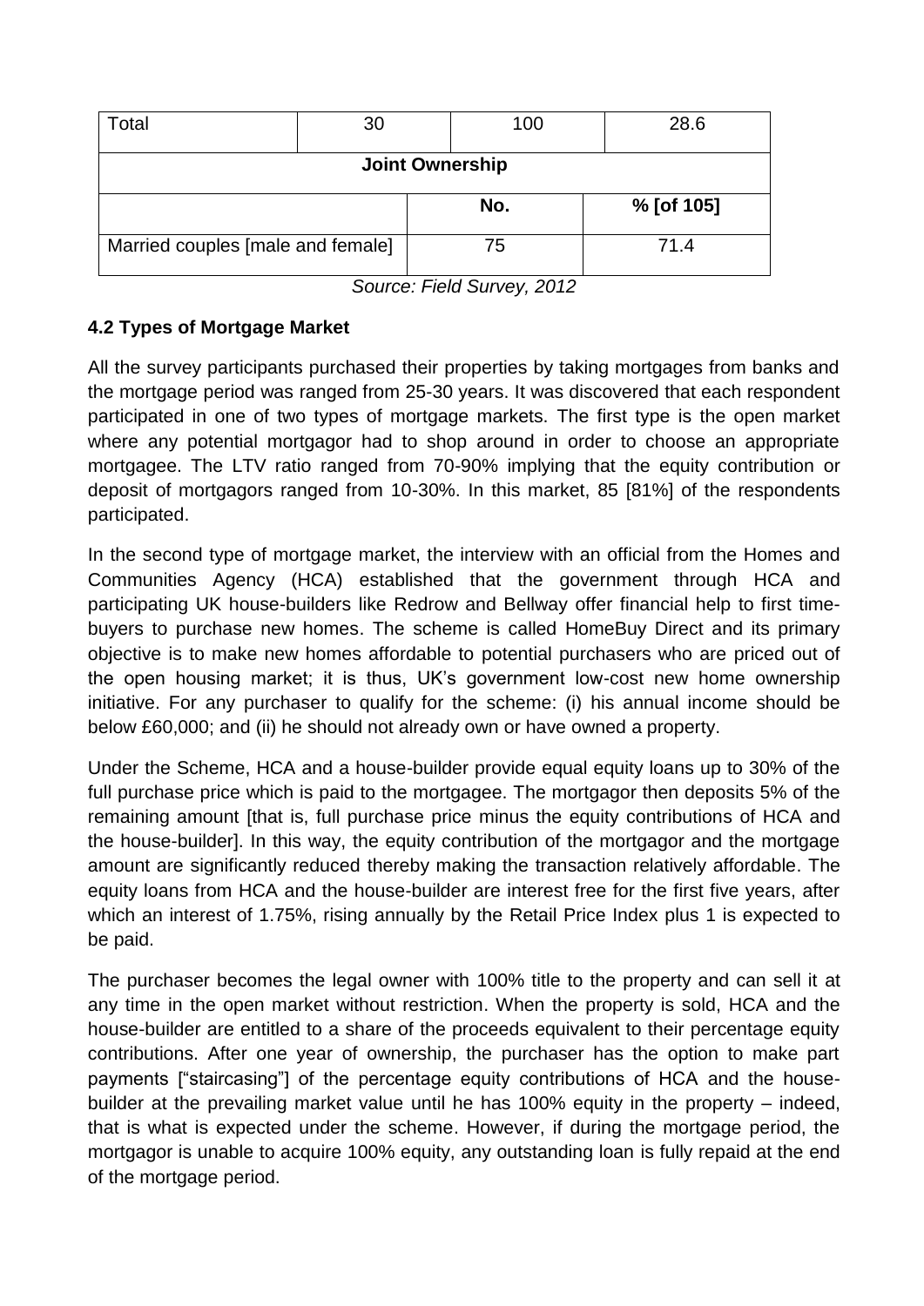| | | | |
|---|---|---|---|
| Total | 30 | 100 | 28.6 |
| **Joint Ownership** | | | |
| | | **No.** | **% [of 105]** |
| Married couples [male and female] | | 75 | 71.4 |

*Source: Field Survey, 2012*

### 4.2 Types of Mortgage Market

All the survey participants purchased their properties by taking mortgages from banks and the mortgage period was ranged from 25-30 years. It was discovered that each respondent participated in one of two types of mortgage markets. The first type is the open market where any potential mortgagor had to shop around in order to choose an appropriate mortgagee. The LTV ratio ranged from 70-90% implying that the equity contribution or deposit of mortgagors ranged from 10-30%. In this market, 85 [81%] of the respondents participated.

In the second type of mortgage market, the interview with an official from the Homes and Communities Agency (HCA) established that the government through HCA and participating UK house-builders like Redrow and Bellway offer financial help to first time-buyers to purchase new homes. The scheme is called HomeBuy Direct and its primary objective is to make new homes affordable to potential purchasers who are priced out of the open housing market; it is thus, UK's government low-cost new home ownership initiative. For any purchaser to qualify for the scheme: (i) his annual income should be below £60,000; and (ii) he should not already own or have owned a property.

Under the Scheme, HCA and a house-builder provide equal equity loans up to 30% of the full purchase price which is paid to the mortgagee. The mortgagor then deposits 5% of the remaining amount [that is, full purchase price minus the equity contributions of HCA and the house-builder]. In this way, the equity contribution of the mortgagor and the mortgage amount are significantly reduced thereby making the transaction relatively affordable. The equity loans from HCA and the house-builder are interest free for the first five years, after which an interest of 1.75%, rising annually by the Retail Price Index plus 1 is expected to be paid.

The purchaser becomes the legal owner with 100% title to the property and can sell it at any time in the open market without restriction. When the property is sold, HCA and the house-builder are entitled to a share of the proceeds equivalent to their percentage equity contributions. After one year of ownership, the purchaser has the option to make part payments ["staircasing"] of the percentage equity contributions of HCA and the house-builder at the prevailing market value until he has 100% equity in the property – indeed, that is what is expected under the scheme. However, if during the mortgage period, the mortgagor is unable to acquire 100% equity, any outstanding loan is fully repaid at the end of the mortgage period.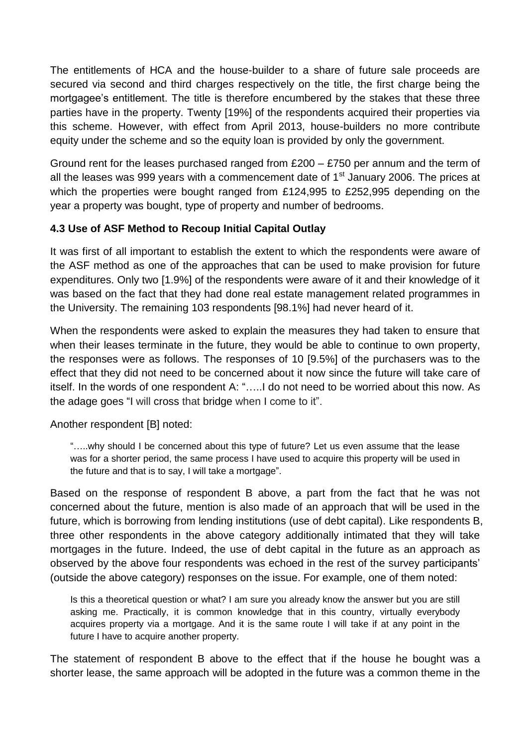The entitlements of HCA and the house-builder to a share of future sale proceeds are secured via second and third charges respectively on the title, the first charge being the mortgagee's entitlement. The title is therefore encumbered by the stakes that these three parties have in the property. Twenty [19%] of the respondents acquired their properties via this scheme. However, with effect from April 2013, house-builders no more contribute equity under the scheme and so the equity loan is provided by only the government.

Ground rent for the leases purchased ranged from £200 – £750 per annum and the term of all the leases was 999 years with a commencement date of 1st January 2006. The prices at which the properties were bought ranged from £124,995 to £252,995 depending on the year a property was bought, type of property and number of bedrooms.

### 4.3 Use of ASF Method to Recoup Initial Capital Outlay

It was first of all important to establish the extent to which the respondents were aware of the ASF method as one of the approaches that can be used to make provision for future expenditures. Only two [1.9%] of the respondents were aware of it and their knowledge of it was based on the fact that they had done real estate management related programmes in the University. The remaining 103 respondents [98.1%] had never heard of it.

When the respondents were asked to explain the measures they had taken to ensure that when their leases terminate in the future, they would be able to continue to own property, the responses were as follows. The responses of 10 [9.5%] of the purchasers was to the effect that they did not need to be concerned about it now since the future will take care of itself. In the words of one respondent A: "…..I do not need to be worried about this now. As the adage goes "I will cross that bridge when I come to it".

Another respondent [B] noted:

> "…..why should I be concerned about this type of future? Let us even assume that the lease was for a shorter period, the same process I have used to acquire this property will be used in the future and that is to say, I will take a mortgage".

Based on the response of respondent B above, a part from the fact that he was not concerned about the future, mention is also made of an approach that will be used in the future, which is borrowing from lending institutions (use of debt capital). Like respondents B, three other respondents in the above category additionally intimated that they will take mortgages in the future. Indeed, the use of debt capital in the future as an approach as observed by the above four respondents was echoed in the rest of the survey participants' (outside the above category) responses on the issue. For example, one of them noted:

> Is this a theoretical question or what? I am sure you already know the answer but you are still asking me. Practically, it is common knowledge that in this country, virtually everybody acquires property via a mortgage. And it is the same route I will take if at any point in the future I have to acquire another property.

The statement of respondent B above to the effect that if the house he bought was a shorter lease, the same approach will be adopted in the future was a common theme in the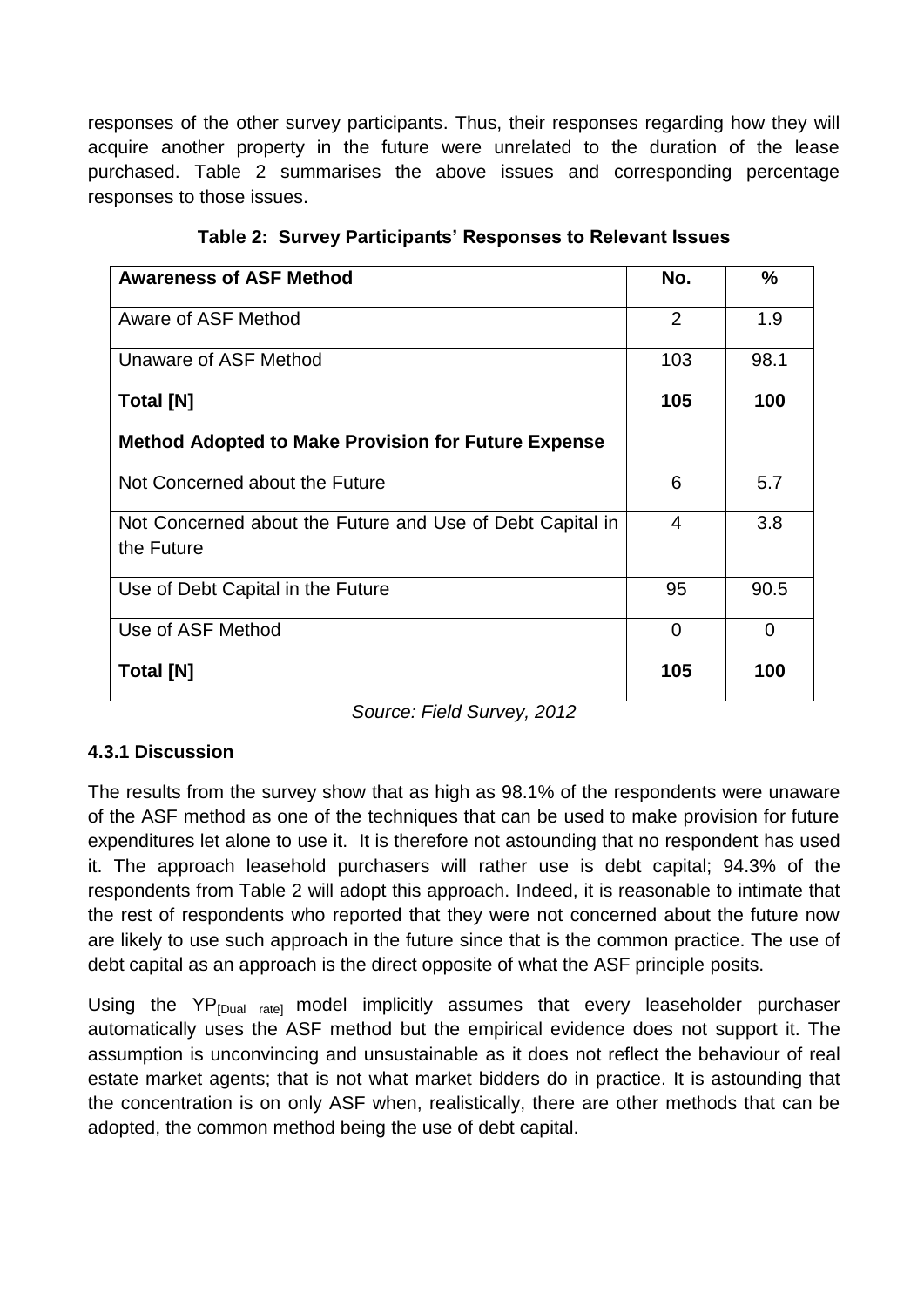responses of the other survey participants. Thus, their responses regarding how they will acquire another property in the future were unrelated to the duration of the lease purchased. Table 2 summarises the above issues and corresponding percentage responses to those issues.

**Table 2: Survey Participants' Responses to Relevant Issues**

| **Awareness of ASF Method** | **No.** | **%** |
|---|---|---|
| Aware of ASF Method | 2 | 1.9 |
| Unaware of ASF Method | 103 | 98.1 |
| **Total [N]** | **105** | **100** |
| **Method Adopted to Make Provision for Future Expense** | | |
| Not Concerned about the Future | 6 | 5.7 |
| Not Concerned about the Future and Use of Debt Capital in the Future | 4 | 3.8 |
| Use of Debt Capital in the Future | 95 | 90.5 |
| Use of ASF Method | 0 | 0 |
| **Total [N]** | **105** | **100** |

*Source: Field Survey, 2012*

### 4.3.1 Discussion

The results from the survey show that as high as 98.1% of the respondents were unaware of the ASF method as one of the techniques that can be used to make provision for future expenditures let alone to use it. It is therefore not astounding that no respondent has used it. The approach leasehold purchasers will rather use is debt capital; 94.3% of the respondents from Table 2 will adopt this approach. Indeed, it is reasonable to intimate that the rest of respondents who reported that they were not concerned about the future now are likely to use such approach in the future since that is the common practice. The use of debt capital as an approach is the direct opposite of what the ASF principle posits.

Using the $YP_{[Dual\ rate]}$ model implicitly assumes that every leaseholder purchaser automatically uses the ASF method but the empirical evidence does not support it. The assumption is unconvincing and unsustainable as it does not reflect the behaviour of real estate market agents; that is not what market bidders do in practice. It is astounding that the concentration is on only ASF when, realistically, there are other methods that can be adopted, the common method being the use of debt capital.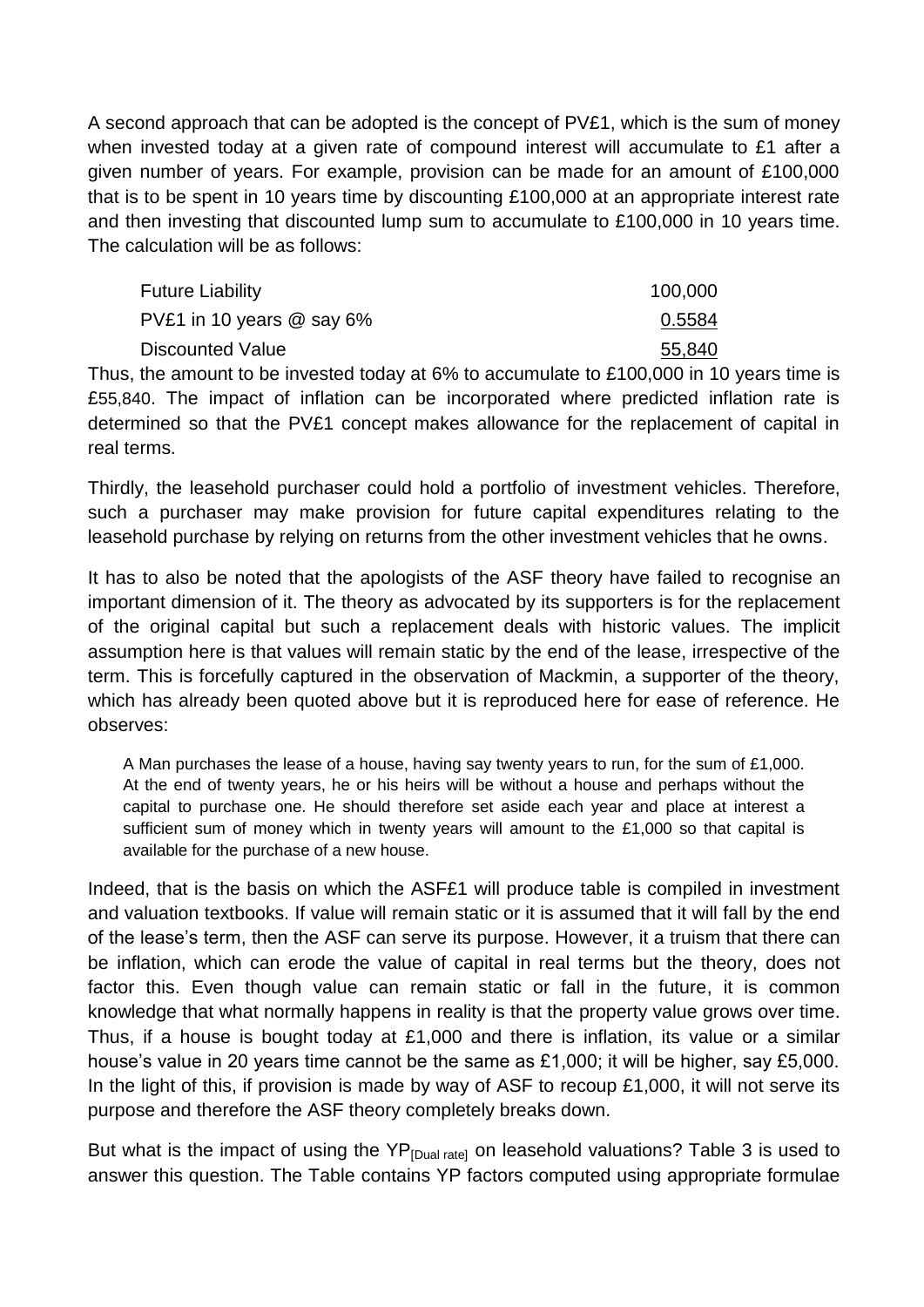A second approach that can be adopted is the concept of PV£1, which is the sum of money when invested today at a given rate of compound interest will accumulate to £1 after a given number of years. For example, provision can be made for an amount of £100,000 that is to be spent in 10 years time by discounting £100,000 at an appropriate interest rate and then investing that discounted lump sum to accumulate to £100,000 in 10 years time. The calculation will be as follows:

| | |
|---|---|
| Future Liability | 100,000 |
| PV£1 in 10 years @ say 6% | 0.5584 |
| Discounted Value | 55,840 |

Thus, the amount to be invested today at 6% to accumulate to £100,000 in 10 years time is £55,840. The impact of inflation can be incorporated where predicted inflation rate is determined so that the PV£1 concept makes allowance for the replacement of capital in real terms.

Thirdly, the leasehold purchaser could hold a portfolio of investment vehicles. Therefore, such a purchaser may make provision for future capital expenditures relating to the leasehold purchase by relying on returns from the other investment vehicles that he owns.

It has to also be noted that the apologists of the ASF theory have failed to recognise an important dimension of it. The theory as advocated by its supporters is for the replacement of the original capital but such a replacement deals with historic values. The implicit assumption here is that values will remain static by the end of the lease, irrespective of the term. This is forcefully captured in the observation of Mackmin, a supporter of the theory, which has already been quoted above but it is reproduced here for ease of reference. He observes:

> A Man purchases the lease of a house, having say twenty years to run, for the sum of £1,000. At the end of twenty years, he or his heirs will be without a house and perhaps without the capital to purchase one. He should therefore set aside each year and place at interest a sufficient sum of money which in twenty years will amount to the £1,000 so that capital is available for the purchase of a new house.

Indeed, that is the basis on which the ASF£1 will produce table is compiled in investment and valuation textbooks. If value will remain static or it is assumed that it will fall by the end of the lease's term, then the ASF can serve its purpose. However, it a truism that there can be inflation, which can erode the value of capital in real terms but the theory, does not factor this. Even though value can remain static or fall in the future, it is common knowledge that what normally happens in reality is that the property value grows over time. Thus, if a house is bought today at £1,000 and there is inflation, its value or a similar house's value in 20 years time cannot be the same as £1,000; it will be higher, say £5,000. In the light of this, if provision is made by way of ASF to recoup £1,000, it will not serve its purpose and therefore the ASF theory completely breaks down.

But what is the impact of using the $YP_{[\text{Dual rate}]}$ on leasehold valuations? Table 3 is used to answer this question. The Table contains YP factors computed using appropriate formulae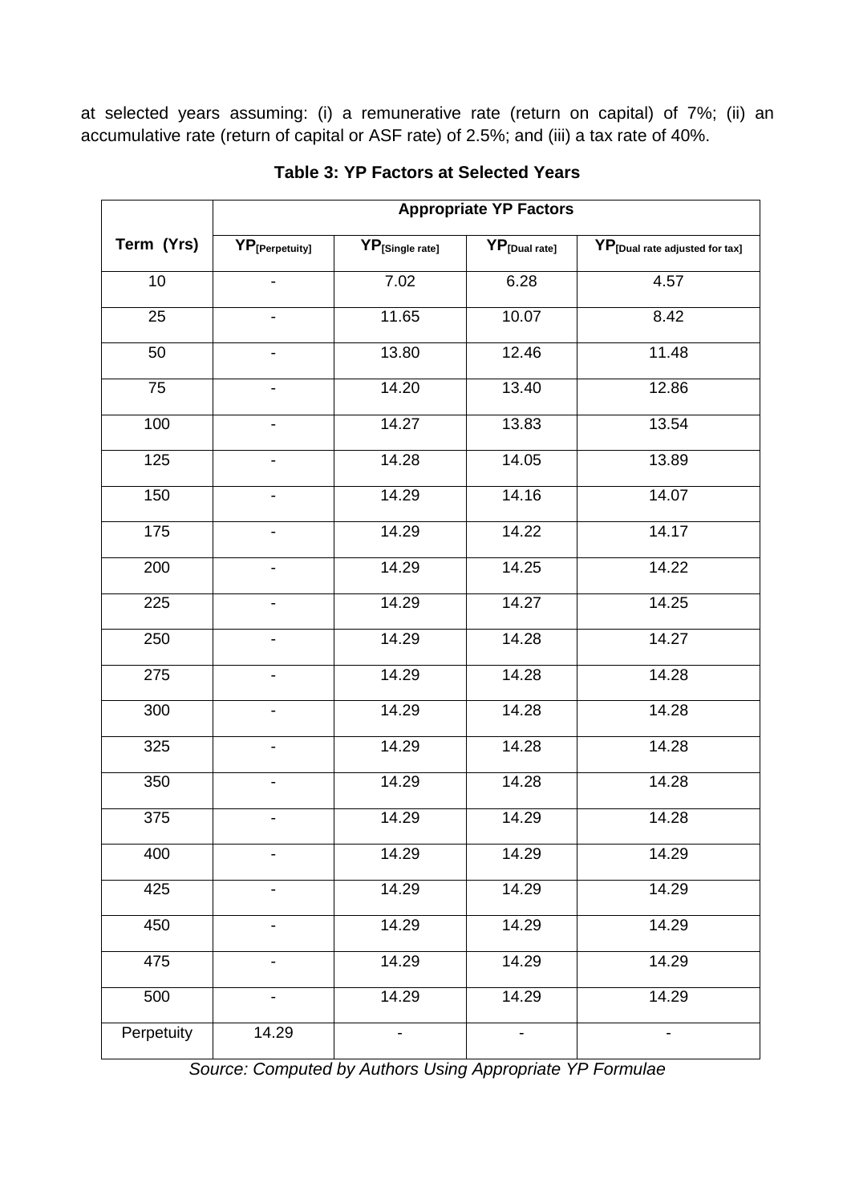at selected years assuming: (i) a remunerative rate (return on capital) of 7%; (ii) an accumulative rate (return of capital or ASF rate) of 2.5%; and (iii) a tax rate of 40%.

**Table 3: YP Factors at Selected Years**

| Term (Yrs) | Appropriate YP Factors | | | |
|---|---|---|---|---|
| | $YP_{[Perpetuity]}$ | $YP_{[Single\ rate]}$ | $YP_{[Dual\ rate]}$ | $YP_{[Dual\ rate\ adjusted\ for\ tax]}$ |
| 10 | - | 7.02 | 6.28 | 4.57 |
| 25 | - | 11.65 | 10.07 | 8.42 |
| 50 | - | 13.80 | 12.46 | 11.48 |
| 75 | - | 14.20 | 13.40 | 12.86 |
| 100 | - | 14.27 | 13.83 | 13.54 |
| 125 | - | 14.28 | 14.05 | 13.89 |
| 150 | - | 14.29 | 14.16 | 14.07 |
| 175 | - | 14.29 | 14.22 | 14.17 |
| 200 | - | 14.29 | 14.25 | 14.22 |
| 225 | - | 14.29 | 14.27 | 14.25 |
| 250 | - | 14.29 | 14.28 | 14.27 |
| 275 | - | 14.29 | 14.28 | 14.28 |
| 300 | - | 14.29 | 14.28 | 14.28 |
| 325 | - | 14.29 | 14.28 | 14.28 |
| 350 | - | 14.29 | 14.28 | 14.28 |
| 375 | - | 14.29 | 14.29 | 14.28 |
| 400 | - | 14.29 | 14.29 | 14.29 |
| 425 | - | 14.29 | 14.29 | 14.29 |
| 450 | - | 14.29 | 14.29 | 14.29 |
| 475 | - | 14.29 | 14.29 | 14.29 |
| 500 | - | 14.29 | 14.29 | 14.29 |
| Perpetuity | 14.29 | - | - | - |

*Source: Computed by Authors Using Appropriate YP Formulae*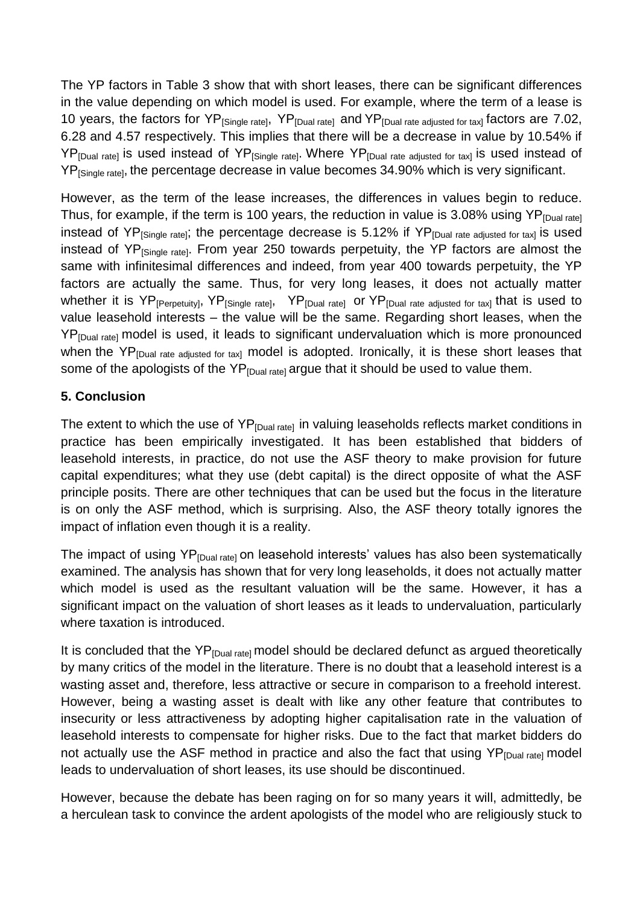The YP factors in Table 3 show that with short leases, there can be significant differences in the value depending on which model is used. For example, where the term of a lease is 10 years, the factors for $YP_{[Single\ rate]}$, $YP_{[Dual\ rate]}$ and $YP_{[Dual\ rate\ adjusted\ for\ tax]}$ factors are 7.02, 6.28 and 4.57 respectively. This implies that there will be a decrease in value by 10.54% if $YP_{[Dual\ rate]}$ is used instead of $YP_{[Single\ rate]}$. Where $YP_{[Dual\ rate\ adjusted\ for\ tax]}$ is used instead of $YP_{[Single\ rate]}$, the percentage decrease in value becomes 34.90% which is very significant.

However, as the term of the lease increases, the differences in values begin to reduce. Thus, for example, if the term is 100 years, the reduction in value is 3.08% using $YP_{[Dual\ rate]}$ instead of $YP_{[Single\ rate]}$; the percentage decrease is 5.12% if $YP_{[Dual\ rate\ adjusted\ for\ tax]}$ is used instead of $YP_{[Single\ rate]}$. From year 250 towards perpetuity, the YP factors are almost the same with infinitesimal differences and indeed, from year 400 towards perpetuity, the YP factors are actually the same. Thus, for very long leases, it does not actually matter whether it is $YP_{[Perpetuity]}$, $YP_{[Single\ rate]}$, $YP_{[Dual\ rate]}$ or $YP_{[Dual\ rate\ adjusted\ for\ tax]}$ that is used to value leasehold interests – the value will be the same. Regarding short leases, when the $YP_{[Dual\ rate]}$ model is used, it leads to significant undervaluation which is more pronounced when the $YP_{[Dual\ rate\ adjusted\ for\ tax]}$ model is adopted. Ironically, it is these short leases that some of the apologists of the $YP_{[Dual\ rate]}$ argue that it should be used to value them.

## 5. Conclusion

The extent to which the use of $YP_{[Dual\ rate]}$ in valuing leaseholds reflects market conditions in practice has been empirically investigated. It has been established that bidders of leasehold interests, in practice, do not use the ASF theory to make provision for future capital expenditures; what they use (debt capital) is the direct opposite of what the ASF principle posits. There are other techniques that can be used but the focus in the literature is on only the ASF method, which is surprising. Also, the ASF theory totally ignores the impact of inflation even though it is a reality.

The impact of using $YP_{[Dual\ rate]}$ on leasehold interests' values has also been systematically examined. The analysis has shown that for very long leaseholds, it does not actually matter which model is used as the resultant valuation will be the same. However, it has a significant impact on the valuation of short leases as it leads to undervaluation, particularly where taxation is introduced.

It is concluded that the $YP_{[Dual\ rate]}$ model should be declared defunct as argued theoretically by many critics of the model in the literature. There is no doubt that a leasehold interest is a wasting asset and, therefore, less attractive or secure in comparison to a freehold interest. However, being a wasting asset is dealt with like any other feature that contributes to insecurity or less attractiveness by adopting higher capitalisation rate in the valuation of leasehold interests to compensate for higher risks. Due to the fact that market bidders do not actually use the ASF method in practice and also the fact that using $YP_{[Dual\ rate]}$ model leads to undervaluation of short leases, its use should be discontinued.

However, because the debate has been raging on for so many years it will, admittedly, be a herculean task to convince the ardent apologists of the model who are religiously stuck to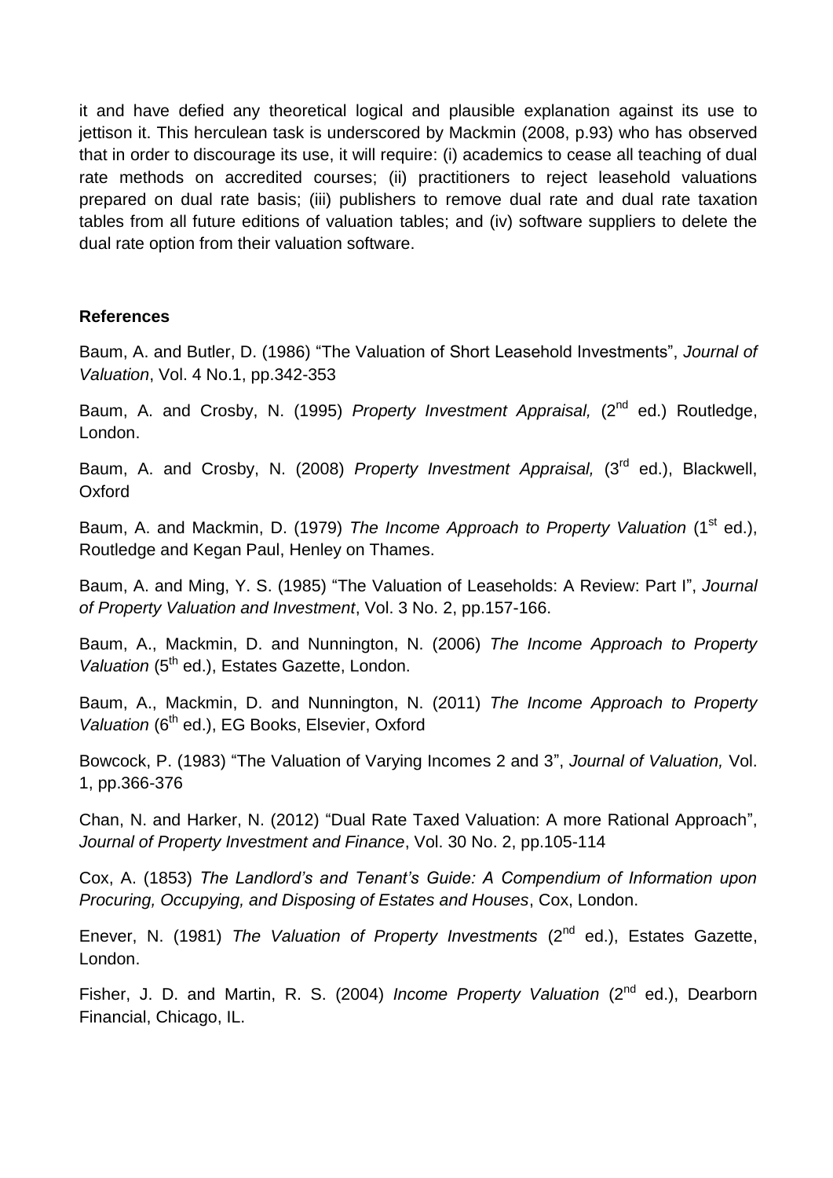it and have defied any theoretical logical and plausible explanation against its use to jettison it. This herculean task is underscored by Mackmin (2008, p.93) who has observed that in order to discourage its use, it will require: (i) academics to cease all teaching of dual rate methods on accredited courses; (ii) practitioners to reject leasehold valuations prepared on dual rate basis; (iii) publishers to remove dual rate and dual rate taxation tables from all future editions of valuation tables; and (iv) software suppliers to delete the dual rate option from their valuation software.

**References**

Baum, A. and Butler, D. (1986) "The Valuation of Short Leasehold Investments", *Journal of Valuation*, Vol. 4 No.1, pp.342-353

Baum, A. and Crosby, N. (1995) *Property Investment Appraisal,* (2nd ed.) Routledge, London.

Baum, A. and Crosby, N. (2008) *Property Investment Appraisal,* (3rd ed.), Blackwell, Oxford

Baum, A. and Mackmin, D. (1979) *The Income Approach to Property Valuation* (1st ed.), Routledge and Kegan Paul, Henley on Thames.

Baum, A. and Ming, Y. S. (1985) "The Valuation of Leaseholds: A Review: Part I", *Journal of Property Valuation and Investment*, Vol. 3 No. 2, pp.157-166.

Baum, A., Mackmin, D. and Nunnington, N. (2006) *The Income Approach to Property Valuation* (5th ed.), Estates Gazette, London.

Baum, A., Mackmin, D. and Nunnington, N. (2011) *The Income Approach to Property Valuation* (6th ed.), EG Books, Elsevier, Oxford

Bowcock, P. (1983) "The Valuation of Varying Incomes 2 and 3", *Journal of Valuation,* Vol. 1, pp.366-376

Chan, N. and Harker, N. (2012) "Dual Rate Taxed Valuation: A more Rational Approach", *Journal of Property Investment and Finance*, Vol. 30 No. 2, pp.105-114

Cox, A. (1853) *The Landlord's and Tenant's Guide: A Compendium of Information upon Procuring, Occupying, and Disposing of Estates and Houses*, Cox, London.

Enever, N. (1981) *The Valuation of Property Investments* (2nd ed.), Estates Gazette, London.

Fisher, J. D. and Martin, R. S. (2004) *Income Property Valuation* (2nd ed.), Dearborn Financial, Chicago, IL.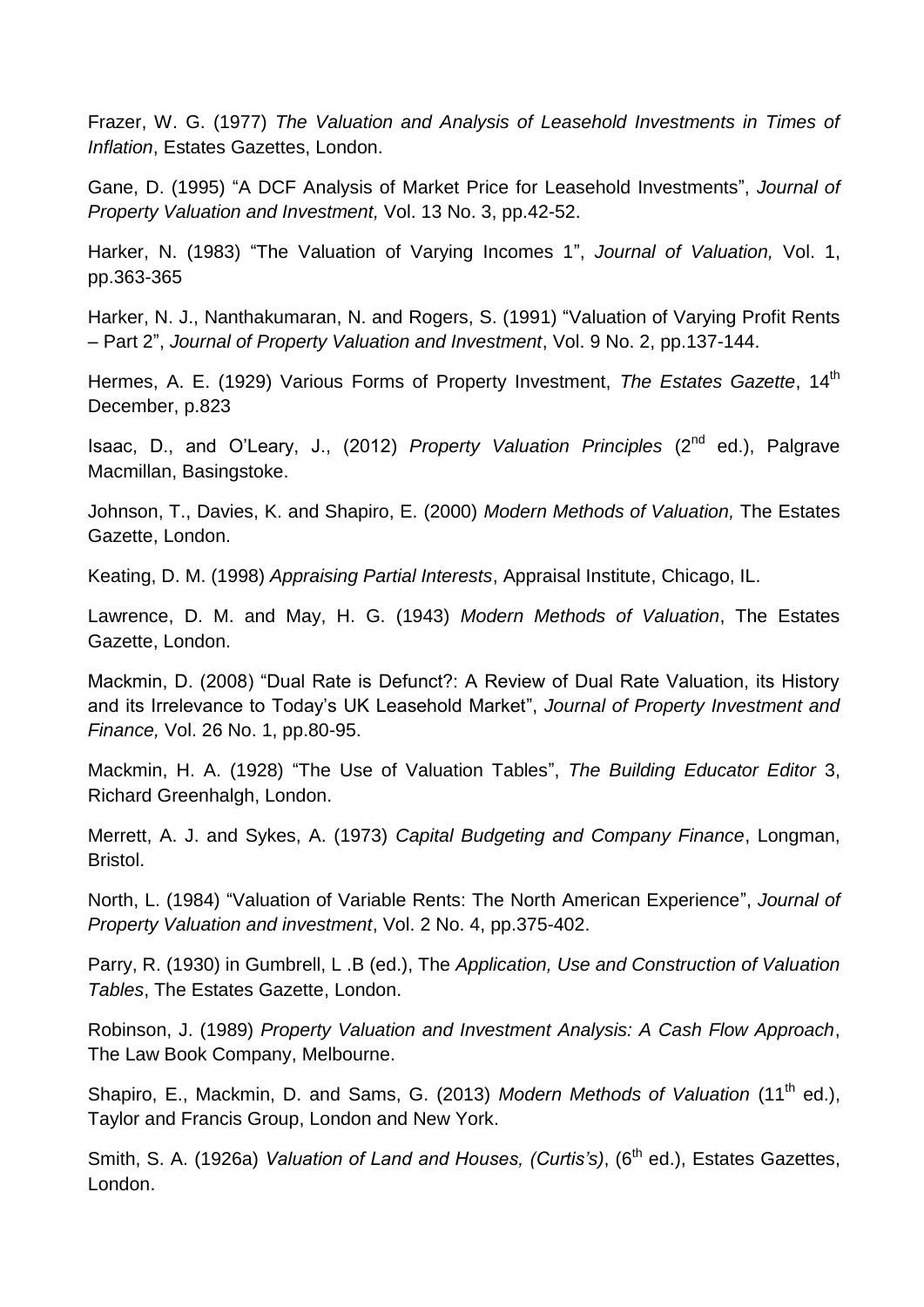Frazer, W. G. (1977) *The Valuation and Analysis of Leasehold Investments in Times of Inflation*, Estates Gazettes, London.

Gane, D. (1995) "A DCF Analysis of Market Price for Leasehold Investments", *Journal of Property Valuation and Investment,* Vol. 13 No. 3, pp.42-52.

Harker, N. (1983) "The Valuation of Varying Incomes 1", *Journal of Valuation,* Vol. 1, pp.363-365

Harker, N. J., Nanthakumaran, N. and Rogers, S. (1991) "Valuation of Varying Profit Rents – Part 2", *Journal of Property Valuation and Investment*, Vol. 9 No. 2, pp.137-144.

Hermes, A. E. (1929) Various Forms of Property Investment, *The Estates Gazette*, 14th December, p.823

Isaac, D., and O'Leary, J., (2012) *Property Valuation Principles* (2nd ed.), Palgrave Macmillan, Basingstoke.

Johnson, T., Davies, K. and Shapiro, E. (2000) *Modern Methods of Valuation,* The Estates Gazette, London.

Keating, D. M. (1998) *Appraising Partial Interests*, Appraisal Institute, Chicago, IL.

Lawrence, D. M. and May, H. G. (1943) *Modern Methods of Valuation*, The Estates Gazette, London.

Mackmin, D. (2008) "Dual Rate is Defunct?: A Review of Dual Rate Valuation, its History and its Irrelevance to Today's UK Leasehold Market", *Journal of Property Investment and Finance,* Vol. 26 No. 1, pp.80-95.

Mackmin, H. A. (1928) "The Use of Valuation Tables", *The Building Educator Editor* 3, Richard Greenhalgh, London.

Merrett, A. J. and Sykes, A. (1973) *Capital Budgeting and Company Finance*, Longman, Bristol.

North, L. (1984) "Valuation of Variable Rents: The North American Experience", *Journal of Property Valuation and investment*, Vol. 2 No. 4, pp.375-402.

Parry, R. (1930) in Gumbrell, L .B (ed.), The *Application, Use and Construction of Valuation Tables*, The Estates Gazette, London.

Robinson, J. (1989) *Property Valuation and Investment Analysis: A Cash Flow Approach*, The Law Book Company, Melbourne.

Shapiro, E., Mackmin, D. and Sams, G. (2013) *Modern Methods of Valuation* (11th ed.), Taylor and Francis Group, London and New York.

Smith, S. A. (1926a) *Valuation of Land and Houses, (Curtis's)*, (6th ed.), Estates Gazettes, London.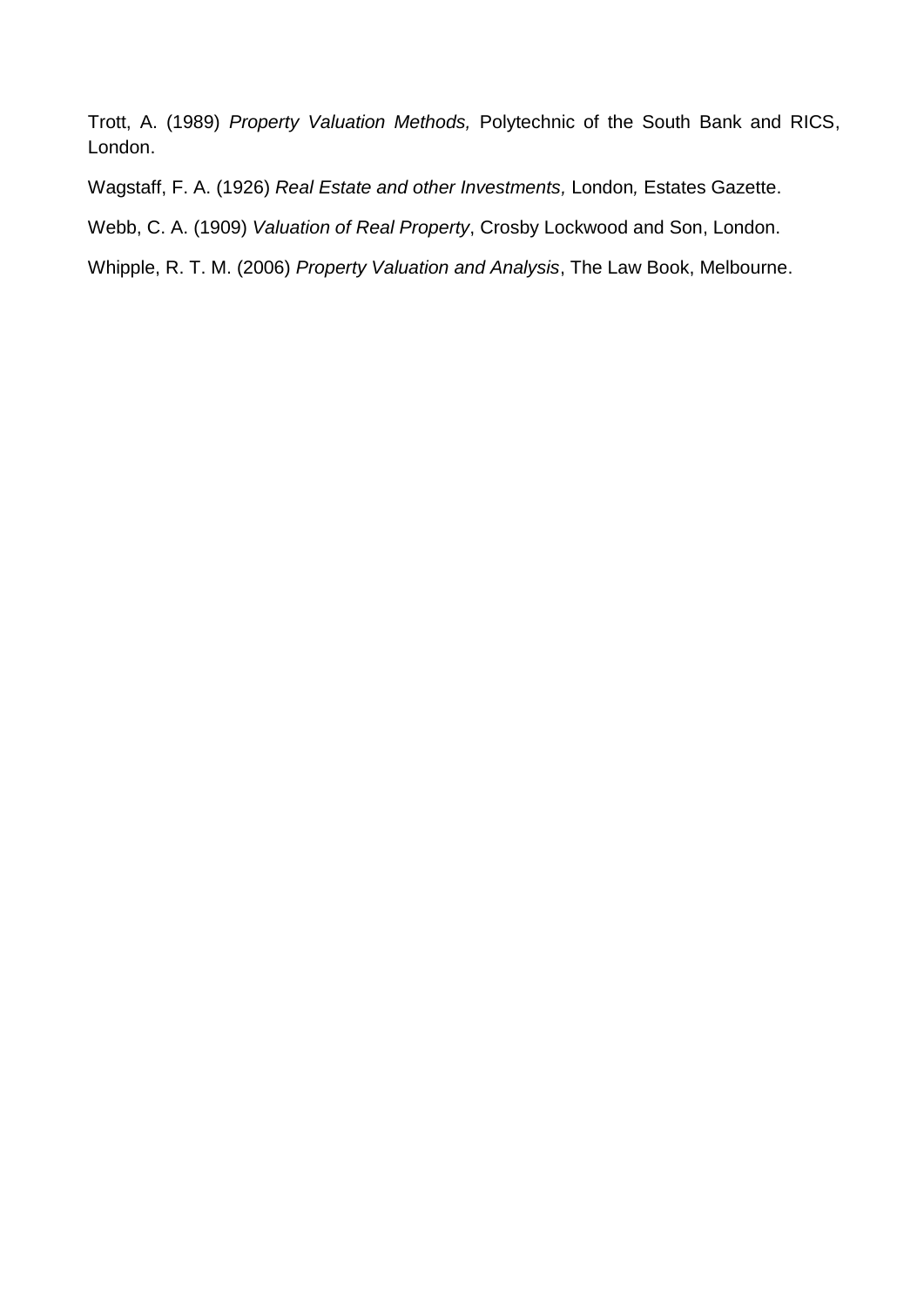Trott, A. (1989) *Property Valuation Methods,* Polytechnic of the South Bank and RICS, London.

Wagstaff, F. A. (1926) *Real Estate and other Investments,* London*,* Estates Gazette.

Webb, C. A. (1909) *Valuation of Real Property*, Crosby Lockwood and Son, London.

Whipple, R. T. M. (2006) *Property Valuation and Analysis*, The Law Book, Melbourne.